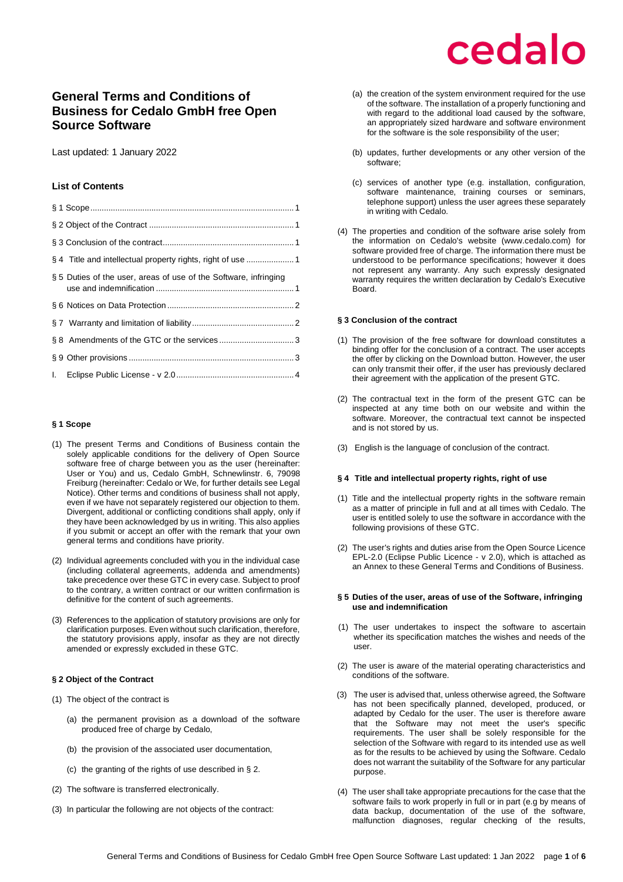cedalo

# General Terms and Conditions of Business for Cedalo GmbH free Open Source Software

Last updated: 1 January 2022

### List of Contents

§ 1 Scope ..... 1

§ 2 Object of the Contract ..... 1

§ 3 Conclusion of the contract ..... 1

§ 4 Title and intellectual property rights, right of use ..... 1

§ 5 Duties of the user, areas of use of the Software, infringing use and indemnification ..... 1

§ 6 Notices on Data Protection ..... 2

§ 7 Warranty and limitation of liability ..... 2

§ 8 Amendments of the GTC or the services ..... 3

§ 9 Other provisions ..... 3

I. Eclipse Public License - v 2.0 ..... 4

#### § 1 Scope

(1) The present Terms and Conditions of Business contain the solely applicable conditions for the delivery of Open Source software free of charge between you as the user (hereinafter: User or You) and us, Cedalo GmbH, Schnewlinstr. 6, 79098 Freiburg (hereinafter: Cedalo or We, for further details see Legal Notice). Other terms and conditions of business shall not apply, even if we have not separately registered our objection to them. Divergent, additional or conflicting conditions shall apply, only if they have been acknowledged by us in writing. This also applies if you submit or accept an offer with the remark that your own general terms and conditions have priority.

(2) Individual agreements concluded with you in the individual case (including collateral agreements, addenda and amendments) take precedence over these GTC in every case. Subject to proof to the contrary, a written contract or our written confirmation is definitive for the content of such agreements.

(3) References to the application of statutory provisions are only for clarification purposes. Even without such clarification, therefore, the statutory provisions apply, insofar as they are not directly amended or expressly excluded in these GTC.

#### § 2 Object of the Contract

(1) The object of the contract is

(a) the permanent provision as a download of the software produced free of charge by Cedalo,

(b) the provision of the associated user documentation,

(c) the granting of the rights of use described in § 2.

(2) The software is transferred electronically.

(3) In particular the following are not objects of the contract:

(a) the creation of the system environment required for the use of the software. The installation of a properly functioning and with regard to the additional load caused by the software, an appropriately sized hardware and software environment for the software is the sole responsibility of the user;

(b) updates, further developments or any other version of the software;

(c) services of another type (e.g. installation, configuration, software maintenance, training courses or seminars, telephone support) unless the user agrees these separately in writing with Cedalo.

(4) The properties and condition of the software arise solely from the information on Cedalo's website (www.cedalo.com) for software provided free of charge. The information there must be understood to be performance specifications; however it does not represent any warranty. Any such expressly designated warranty requires the written declaration by Cedalo's Executive Board.

#### § 3 Conclusion of the contract

(1) The provision of the free software for download constitutes a binding offer for the conclusion of a contract. The user accepts the offer by clicking on the Download button. However, the user can only transmit their offer, if the user has previously declared their agreement with the application of the present GTC.

(2) The contractual text in the form of the present GTC can be inspected at any time both on our website and within the software. Moreover, the contractual text cannot be inspected and is not stored by us.

(3) English is the language of conclusion of the contract.

#### § 4 Title and intellectual property rights, right of use

(1) Title and the intellectual property rights in the software remain as a matter of principle in full and at all times with Cedalo. The user is entitled solely to use the software in accordance with the following provisions of these GTC.

(2) The user's rights and duties arise from the Open Source Licence EPL-2.0 (Eclipse Public Licence - v 2.0), which is attached as an Annex to these General Terms and Conditions of Business.

#### § 5 Duties of the user, areas of use of the Software, infringing use and indemnification

(1) The user undertakes to inspect the software to ascertain whether its specification matches the wishes and needs of the user.

(2) The user is aware of the material operating characteristics and conditions of the software.

(3) The user is advised that, unless otherwise agreed, the Software has not been specifically planned, developed, produced, or adapted by Cedalo for the user. The user is therefore aware that the Software may not meet the user's specific requirements. The user shall be solely responsible for the selection of the Software with regard to its intended use as well as for the results to be achieved by using the Software. Cedalo does not warrant the suitability of the Software for any particular purpose.

(4) The user shall take appropriate precautions for the case that the software fails to work properly in full or in part (e.g by means of data backup, documentation of the use of the software, malfunction diagnoses, regular checking of the results,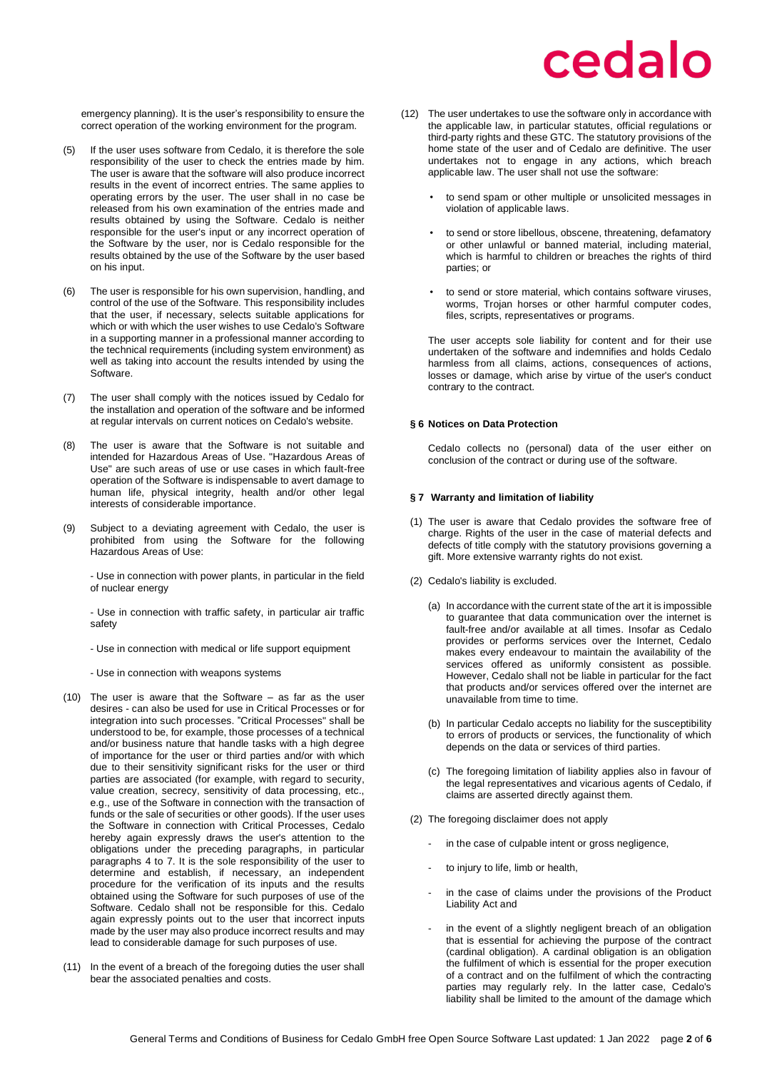emergency planning). It is the user's responsibility to ensure the correct operation of the working environment for the program.

(5) If the user uses software from Cedalo, it is therefore the sole responsibility of the user to check the entries made by him. The user is aware that the software will also produce incorrect results in the event of incorrect entries. The same applies to operating errors by the user. The user shall in no case be released from his own examination of the entries made and results obtained by using the Software. Cedalo is neither responsible for the user's input or any incorrect operation of the Software by the user, nor is Cedalo responsible for the results obtained by the use of the Software by the user based on his input.

(6) The user is responsible for his own supervision, handling, and control of the use of the Software. This responsibility includes that the user, if necessary, selects suitable applications for which or with which the user wishes to use Cedalo's Software in a supporting manner in a professional manner according to the technical requirements (including system environment) as well as taking into account the results intended by using the Software.

(7) The user shall comply with the notices issued by Cedalo for the installation and operation of the software and be informed at regular intervals on current notices on Cedalo's website.

(8) The user is aware that the Software is not suitable and intended for Hazardous Areas of Use. "Hazardous Areas of Use" are such areas of use or use cases in which fault-free operation of the Software is indispensable to avert damage to human life, physical integrity, health and/or other legal interests of considerable importance.

(9) Subject to a deviating agreement with Cedalo, the user is prohibited from using the Software for the following Hazardous Areas of Use:

- Use in connection with power plants, in particular in the field of nuclear energy

- Use in connection with traffic safety, in particular air traffic safety

- Use in connection with medical or life support equipment

- Use in connection with weapons systems

(10) The user is aware that the Software – as far as the user desires - can also be used for use in Critical Processes or for integration into such processes. "Critical Processes" shall be understood to be, for example, those processes of a technical and/or business nature that handle tasks with a high degree of importance for the user or third parties and/or with which due to their sensitivity significant risks for the user or third parties are associated (for example, with regard to security, value creation, secrecy, sensitivity of data processing, etc., e.g., use of the Software in connection with the transaction of funds or the sale of securities or other goods). If the user uses the Software in connection with Critical Processes, Cedalo hereby again expressly draws the user's attention to the obligations under the preceding paragraphs, in particular paragraphs 4 to 7. It is the sole responsibility of the user to determine and establish, if necessary, an independent procedure for the verification of its inputs and the results obtained using the Software for such purposes of use of the Software. Cedalo shall not be responsible for this. Cedalo again expressly points out to the user that incorrect inputs made by the user may also produce incorrect results and may lead to considerable damage for such purposes of use.

(11) In the event of a breach of the foregoing duties the user shall bear the associated penalties and costs.

(12) The user undertakes to use the software only in accordance with the applicable law, in particular statutes, official regulations or third-party rights and these GTC. The statutory provisions of the home state of the user and of Cedalo are definitive. The user undertakes not to engage in any actions, which breach applicable law. The user shall not use the software:

- to send spam or other multiple or unsolicited messages in violation of applicable laws.
- to send or store libellous, obscene, threatening, defamatory or other unlawful or banned material, including material, which is harmful to children or breaches the rights of third parties; or
- to send or store material, which contains software viruses, worms, Trojan horses or other harmful computer codes, files, scripts, representatives or programs.

The user accepts sole liability for content and for their use undertaken of the software and indemnifies and holds Cedalo harmless from all claims, actions, consequences of actions, losses or damage, which arise by virtue of the user's conduct contrary to the contract.

## § 6 Notices on Data Protection

Cedalo collects no (personal) data of the user either on conclusion of the contract or during use of the software.

## § 7 Warranty and limitation of liability

(1) The user is aware that Cedalo provides the software free of charge. Rights of the user in the case of material defects and defects of title comply with the statutory provisions governing a gift. More extensive warranty rights do not exist.

(2) Cedalo's liability is excluded.

(a) In accordance with the current state of the art it is impossible to guarantee that data communication over the internet is fault-free and/or available at all times. Insofar as Cedalo provides or performs services over the Internet, Cedalo makes every endeavour to maintain the availability of the services offered as uniformly consistent as possible. However, Cedalo shall not be liable in particular for the fact that products and/or services offered over the internet are unavailable from time to time.

(b) In particular Cedalo accepts no liability for the susceptibility to errors of products or services, the functionality of which depends on the data or services of third parties.

(c) The foregoing limitation of liability applies also in favour of the legal representatives and vicarious agents of Cedalo, if claims are asserted directly against them.

(2) The foregoing disclaimer does not apply

- in the case of culpable intent or gross negligence,
- to injury to life, limb or health,
- in the case of claims under the provisions of the Product Liability Act and
- in the event of a slightly negligent breach of an obligation that is essential for achieving the purpose of the contract (cardinal obligation). A cardinal obligation is an obligation the fulfilment of which is essential for the proper execution of a contract and on the fulfilment of which the contracting parties may regularly rely. In the latter case, Cedalo's liability shall be limited to the amount of the damage which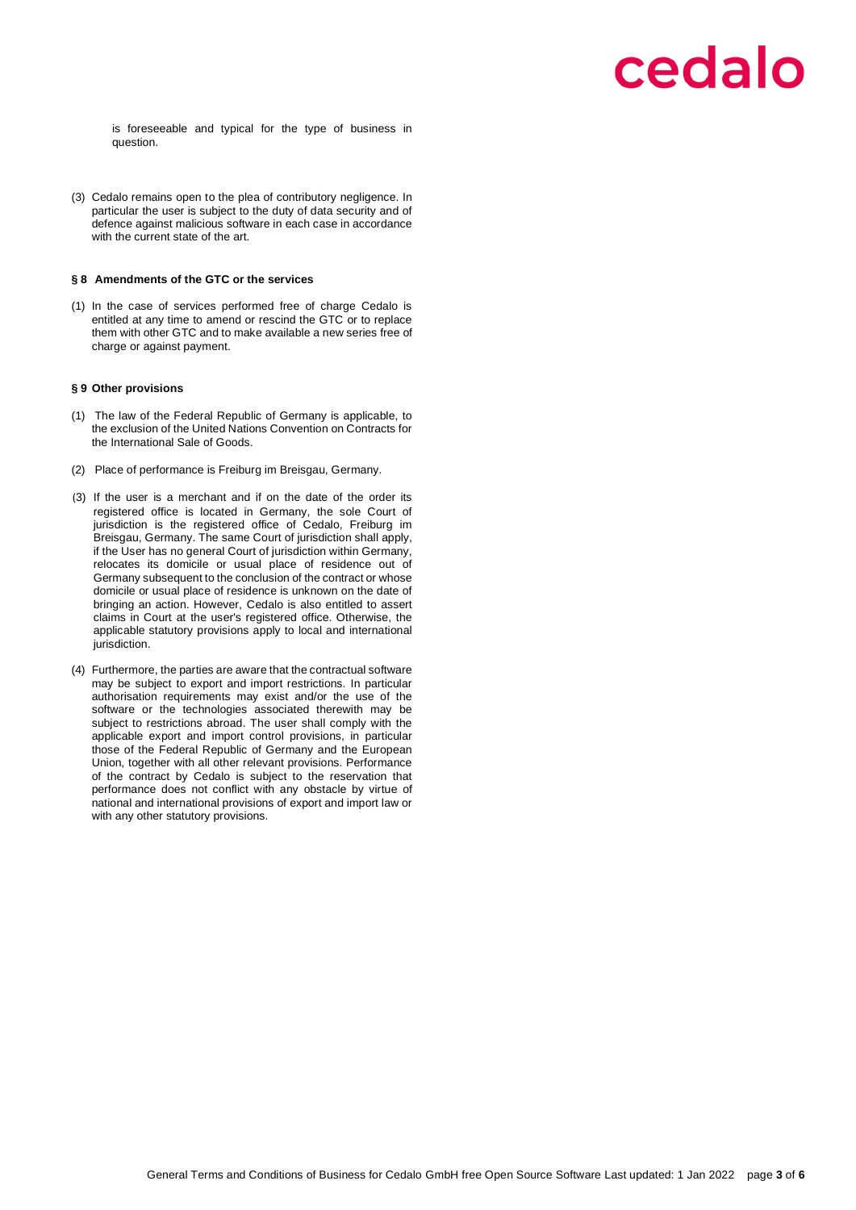is foreseeable and typical for the type of business in question.

(3) Cedalo remains open to the plea of contributory negligence. In particular the user is subject to the duty of data security and of defence against malicious software in each case in accordance with the current state of the art.

#### § 8 Amendments of the GTC or the services

(1) In the case of services performed free of charge Cedalo is entitled at any time to amend or rescind the GTC or to replace them with other GTC and to make available a new series free of charge or against payment.

#### § 9 Other provisions

(1) The law of the Federal Republic of Germany is applicable, to the exclusion of the United Nations Convention on Contracts for the International Sale of Goods.

(2) Place of performance is Freiburg im Breisgau, Germany.

(3) If the user is a merchant and if on the date of the order its registered office is located in Germany, the sole Court of jurisdiction is the registered office of Cedalo, Freiburg im Breisgau, Germany. The same Court of jurisdiction shall apply, if the User has no general Court of jurisdiction within Germany, relocates its domicile or usual place of residence out of Germany subsequent to the conclusion of the contract or whose domicile or usual place of residence is unknown on the date of bringing an action. However, Cedalo is also entitled to assert claims in Court at the user's registered office. Otherwise, the applicable statutory provisions apply to local and international jurisdiction.

(4) Furthermore, the parties are aware that the contractual software may be subject to export and import restrictions. In particular authorisation requirements may exist and/or the use of the software or the technologies associated therewith may be subject to restrictions abroad. The user shall comply with the applicable export and import control provisions, in particular those of the Federal Republic of Germany and the European Union, together with all other relevant provisions. Performance of the contract by Cedalo is subject to the reservation that performance does not conflict with any obstacle by virtue of national and international provisions of export and import law or with any other statutory provisions.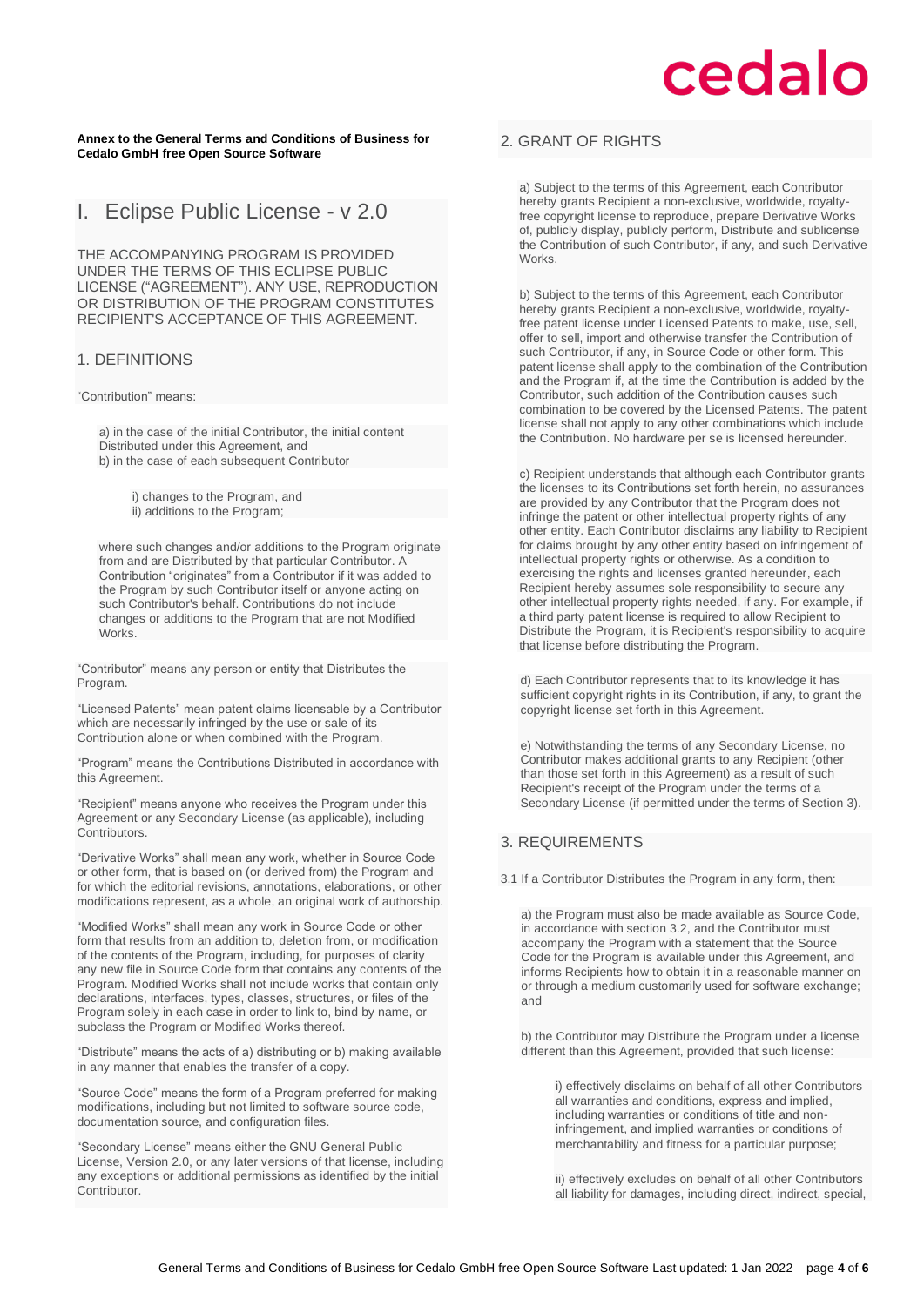**Annex to the General Terms and Conditions of Business for Cedalo GmbH free Open Source Software**

# I. Eclipse Public License - v 2.0

THE ACCOMPANYING PROGRAM IS PROVIDED UNDER THE TERMS OF THIS ECLIPSE PUBLIC LICENSE ("AGREEMENT"). ANY USE, REPRODUCTION OR DISTRIBUTION OF THE PROGRAM CONSTITUTES RECIPIENT'S ACCEPTANCE OF THIS AGREEMENT.

## 1. DEFINITIONS

"Contribution" means:

a) in the case of the initial Contributor, the initial content Distributed under this Agreement, and
b) in the case of each subsequent Contributor

i) changes to the Program, and
ii) additions to the Program;

where such changes and/or additions to the Program originate from and are Distributed by that particular Contributor. A Contribution "originates" from a Contributor if it was added to the Program by such Contributor itself or anyone acting on such Contributor's behalf. Contributions do not include changes or additions to the Program that are not Modified Works.

"Contributor" means any person or entity that Distributes the Program.

"Licensed Patents" mean patent claims licensable by a Contributor which are necessarily infringed by the use or sale of its Contribution alone or when combined with the Program.

"Program" means the Contributions Distributed in accordance with this Agreement.

"Recipient" means anyone who receives the Program under this Agreement or any Secondary License (as applicable), including Contributors.

"Derivative Works" shall mean any work, whether in Source Code or other form, that is based on (or derived from) the Program and for which the editorial revisions, annotations, elaborations, or other modifications represent, as a whole, an original work of authorship.

"Modified Works" shall mean any work in Source Code or other form that results from an addition to, deletion from, or modification of the contents of the Program, including, for purposes of clarity any new file in Source Code form that contains any contents of the Program. Modified Works shall not include works that contain only declarations, interfaces, types, classes, structures, or files of the Program solely in each case in order to link to, bind by name, or subclass the Program or Modified Works thereof.

"Distribute" means the acts of a) distributing or b) making available in any manner that enables the transfer of a copy.

"Source Code" means the form of a Program preferred for making modifications, including but not limited to software source code, documentation source, and configuration files.

"Secondary License" means either the GNU General Public License, Version 2.0, or any later versions of that license, including any exceptions or additional permissions as identified by the initial Contributor.

## 2. GRANT OF RIGHTS

a) Subject to the terms of this Agreement, each Contributor hereby grants Recipient a non-exclusive, worldwide, royalty-free copyright license to reproduce, prepare Derivative Works of, publicly display, publicly perform, Distribute and sublicense the Contribution of such Contributor, if any, and such Derivative Works.

b) Subject to the terms of this Agreement, each Contributor hereby grants Recipient a non-exclusive, worldwide, royalty-free patent license under Licensed Patents to make, use, sell, offer to sell, import and otherwise transfer the Contribution of such Contributor, if any, in Source Code or other form. This patent license shall apply to the combination of the Contribution and the Program if, at the time the Contribution is added by the Contributor, such addition of the Contribution causes such combination to be covered by the Licensed Patents. The patent license shall not apply to any other combinations which include the Contribution. No hardware per se is licensed hereunder.

c) Recipient understands that although each Contributor grants the licenses to its Contributions set forth herein, no assurances are provided by any Contributor that the Program does not infringe the patent or other intellectual property rights of any other entity. Each Contributor disclaims any liability to Recipient for claims brought by any other entity based on infringement of intellectual property rights or otherwise. As a condition to exercising the rights and licenses granted hereunder, each Recipient hereby assumes sole responsibility to secure any other intellectual property rights needed, if any. For example, if a third party patent license is required to allow Recipient to Distribute the Program, it is Recipient's responsibility to acquire that license before distributing the Program.

d) Each Contributor represents that to its knowledge it has sufficient copyright rights in its Contribution, if any, to grant the copyright license set forth in this Agreement.

e) Notwithstanding the terms of any Secondary License, no Contributor makes additional grants to any Recipient (other than those set forth in this Agreement) as a result of such Recipient's receipt of the Program under the terms of a Secondary License (if permitted under the terms of Section 3).

## 3. REQUIREMENTS

3.1 If a Contributor Distributes the Program in any form, then:

a) the Program must also be made available as Source Code, in accordance with section 3.2, and the Contributor must accompany the Program with a statement that the Source Code for the Program is available under this Agreement, and informs Recipients how to obtain it in a reasonable manner on or through a medium customarily used for software exchange; and

b) the Contributor may Distribute the Program under a license different than this Agreement, provided that such license:

i) effectively disclaims on behalf of all other Contributors all warranties and conditions, express and implied, including warranties or conditions of title and non-infringement, and implied warranties or conditions of merchantability and fitness for a particular purpose;

ii) effectively excludes on behalf of all other Contributors all liability for damages, including direct, indirect, special,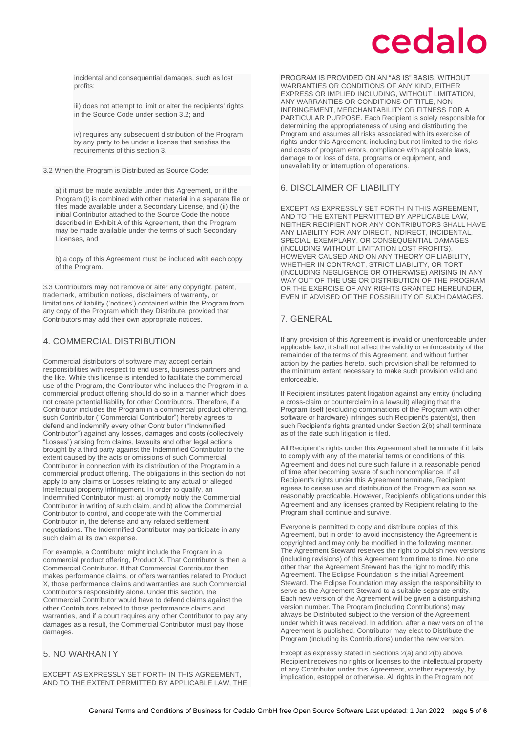incidental and consequential damages, such as lost profits;

iii) does not attempt to limit or alter the recipients' rights in the Source Code under section 3.2; and

iv) requires any subsequent distribution of the Program by any party to be under a license that satisfies the requirements of this section 3.

3.2 When the Program is Distributed as Source Code:

a) it must be made available under this Agreement, or if the Program (i) is combined with other material in a separate file or files made available under a Secondary License, and (ii) the initial Contributor attached to the Source Code the notice described in Exhibit A of this Agreement, then the Program may be made available under the terms of such Secondary Licenses, and

b) a copy of this Agreement must be included with each copy of the Program.

3.3 Contributors may not remove or alter any copyright, patent, trademark, attribution notices, disclaimers of warranty, or limitations of liability ('notices') contained within the Program from any copy of the Program which they Distribute, provided that Contributors may add their own appropriate notices.

## 4. COMMERCIAL DISTRIBUTION

Commercial distributors of software may accept certain responsibilities with respect to end users, business partners and the like. While this license is intended to facilitate the commercial use of the Program, the Contributor who includes the Program in a commercial product offering should do so in a manner which does not create potential liability for other Contributors. Therefore, if a Contributor includes the Program in a commercial product offering, such Contributor ("Commercial Contributor") hereby agrees to defend and indemnify every other Contributor ("Indemnified Contributor") against any losses, damages and costs (collectively "Losses") arising from claims, lawsuits and other legal actions brought by a third party against the Indemnified Contributor to the extent caused by the acts or omissions of such Commercial Contributor in connection with its distribution of the Program in a commercial product offering. The obligations in this section do not apply to any claims or Losses relating to any actual or alleged intellectual property infringement. In order to qualify, an Indemnified Contributor must: a) promptly notify the Commercial Contributor in writing of such claim, and b) allow the Commercial Contributor to control, and cooperate with the Commercial Contributor in, the defense and any related settlement negotiations. The Indemnified Contributor may participate in any such claim at its own expense.

For example, a Contributor might include the Program in a commercial product offering, Product X. That Contributor is then a Commercial Contributor. If that Commercial Contributor then makes performance claims, or offers warranties related to Product X, those performance claims and warranties are such Commercial Contributor's responsibility alone. Under this section, the Commercial Contributor would have to defend claims against the other Contributors related to those performance claims and warranties, and if a court requires any other Contributor to pay any damages as a result, the Commercial Contributor must pay those damages.

## 5. NO WARRANTY

EXCEPT AS EXPRESSLY SET FORTH IN THIS AGREEMENT, AND TO THE EXTENT PERMITTED BY APPLICABLE LAW, THE PROGRAM IS PROVIDED ON AN "AS IS" BASIS, WITHOUT WARRANTIES OR CONDITIONS OF ANY KIND, EITHER EXPRESS OR IMPLIED INCLUDING, WITHOUT LIMITATION, ANY WARRANTIES OR CONDITIONS OF TITLE, NON-INFRINGEMENT, MERCHANTABILITY OR FITNESS FOR A PARTICULAR PURPOSE. Each Recipient is solely responsible for determining the appropriateness of using and distributing the Program and assumes all risks associated with its exercise of rights under this Agreement, including but not limited to the risks and costs of program errors, compliance with applicable laws, damage to or loss of data, programs or equipment, and unavailability or interruption of operations.

## 6. DISCLAIMER OF LIABILITY

EXCEPT AS EXPRESSLY SET FORTH IN THIS AGREEMENT, AND TO THE EXTENT PERMITTED BY APPLICABLE LAW, NEITHER RECIPIENT NOR ANY CONTRIBUTORS SHALL HAVE ANY LIABILITY FOR ANY DIRECT, INDIRECT, INCIDENTAL, SPECIAL, EXEMPLARY, OR CONSEQUENTIAL DAMAGES (INCLUDING WITHOUT LIMITATION LOST PROFITS), HOWEVER CAUSED AND ON ANY THEORY OF LIABILITY, WHETHER IN CONTRACT, STRICT LIABILITY, OR TORT (INCLUDING NEGLIGENCE OR OTHERWISE) ARISING IN ANY WAY OUT OF THE USE OR DISTRIBUTION OF THE PROGRAM OR THE EXERCISE OF ANY RIGHTS GRANTED HEREUNDER, EVEN IF ADVISED OF THE POSSIBILITY OF SUCH DAMAGES.

## 7. GENERAL

If any provision of this Agreement is invalid or unenforceable under applicable law, it shall not affect the validity or enforceability of the remainder of the terms of this Agreement, and without further action by the parties hereto, such provision shall be reformed to the minimum extent necessary to make such provision valid and enforceable.

If Recipient institutes patent litigation against any entity (including a cross-claim or counterclaim in a lawsuit) alleging that the Program itself (excluding combinations of the Program with other software or hardware) infringes such Recipient's patent(s), then such Recipient's rights granted under Section 2(b) shall terminate as of the date such litigation is filed.

All Recipient's rights under this Agreement shall terminate if it fails to comply with any of the material terms or conditions of this Agreement and does not cure such failure in a reasonable period of time after becoming aware of such noncompliance. If all Recipient's rights under this Agreement terminate, Recipient agrees to cease use and distribution of the Program as soon as reasonably practicable. However, Recipient's obligations under this Agreement and any licenses granted by Recipient relating to the Program shall continue and survive.

Everyone is permitted to copy and distribute copies of this Agreement, but in order to avoid inconsistency the Agreement is copyrighted and may only be modified in the following manner. The Agreement Steward reserves the right to publish new versions (including revisions) of this Agreement from time to time. No one other than the Agreement Steward has the right to modify this Agreement. The Eclipse Foundation is the initial Agreement Steward. The Eclipse Foundation may assign the responsibility to serve as the Agreement Steward to a suitable separate entity. Each new version of the Agreement will be given a distinguishing version number. The Program (including Contributions) may always be Distributed subject to the version of the Agreement under which it was received. In addition, after a new version of the Agreement is published, Contributor may elect to Distribute the Program (including its Contributions) under the new version.

Except as expressly stated in Sections 2(a) and 2(b) above, Recipient receives no rights or licenses to the intellectual property of any Contributor under this Agreement, whether expressly, by implication, estoppel or otherwise. All rights in the Program not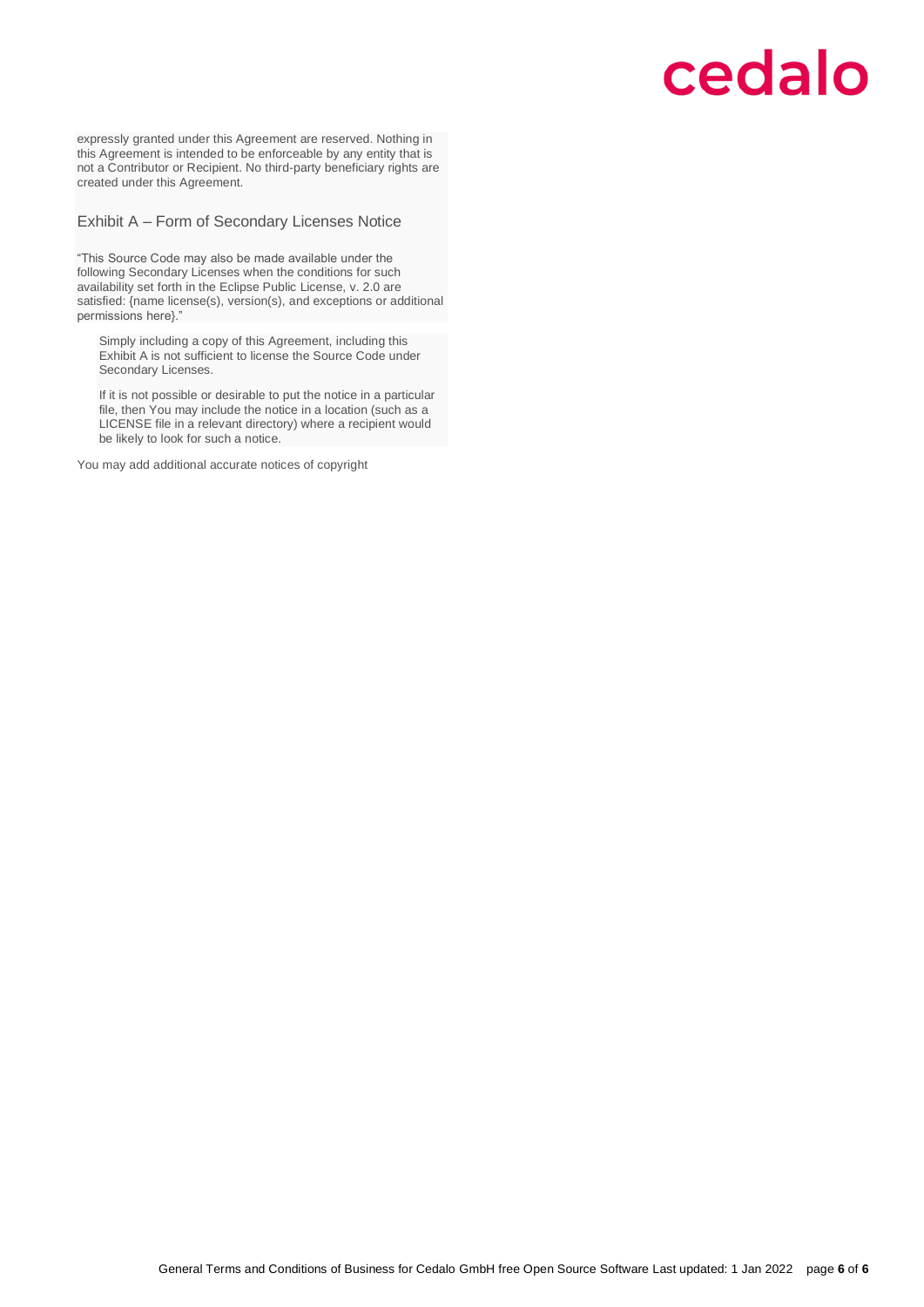expressly granted under this Agreement are reserved. Nothing in this Agreement is intended to be enforceable by any entity that is not a Contributor or Recipient. No third-party beneficiary rights are created under this Agreement.

## Exhibit A – Form of Secondary Licenses Notice

"This Source Code may also be made available under the following Secondary Licenses when the conditions for such availability set forth in the Eclipse Public License, v. 2.0 are satisfied: {name license(s), version(s), and exceptions or additional permissions here}."

> Simply including a copy of this Agreement, including this Exhibit A is not sufficient to license the Source Code under Secondary Licenses.
>
> If it is not possible or desirable to put the notice in a particular file, then You may include the notice in a location (such as a LICENSE file in a relevant directory) where a recipient would be likely to look for such a notice.

You may add additional accurate notices of copyright